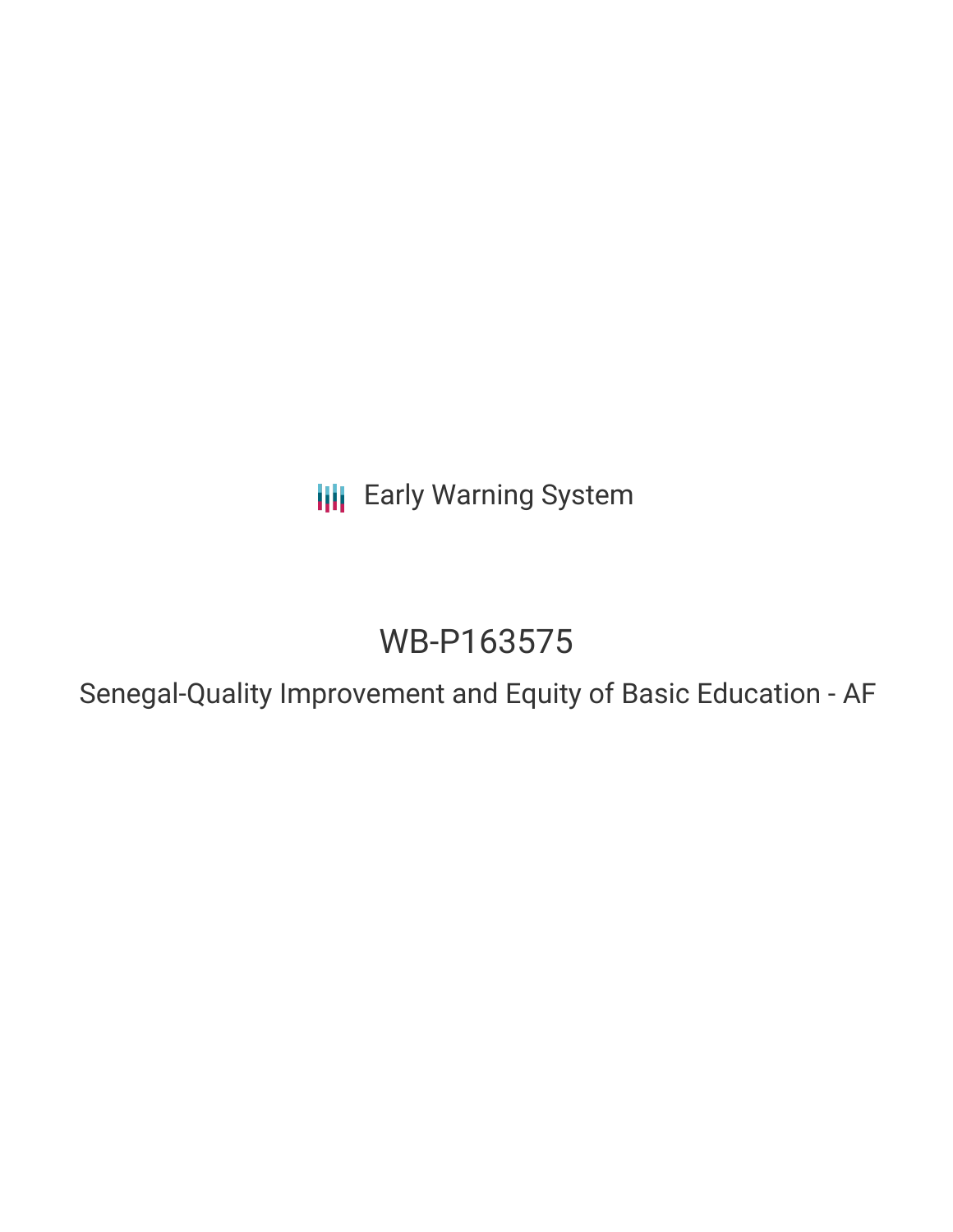Early Warning System

# WB-P163575

## Senegal-Quality Improvement and Equity of Basic Education - AF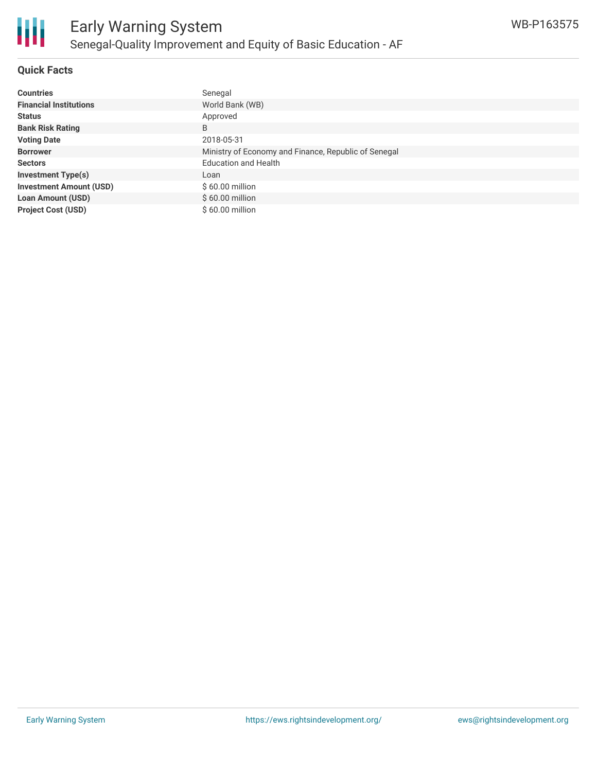## Quick Facts

| | |
|---|---|
| **Countries** | Senegal |
| **Financial Institutions** | World Bank (WB) |
| **Status** | Approved |
| **Bank Risk Rating** | B |
| **Voting Date** | 2018-05-31 |
| **Borrower** | Ministry of Economy and Finance, Republic of Senegal |
| **Sectors** | Education and Health |
| **Investment Type(s)** | Loan |
| **Investment Amount (USD)** | $ 60.00 million |
| **Loan Amount (USD)** | $ 60.00 million |
| **Project Cost (USD)** | $ 60.00 million |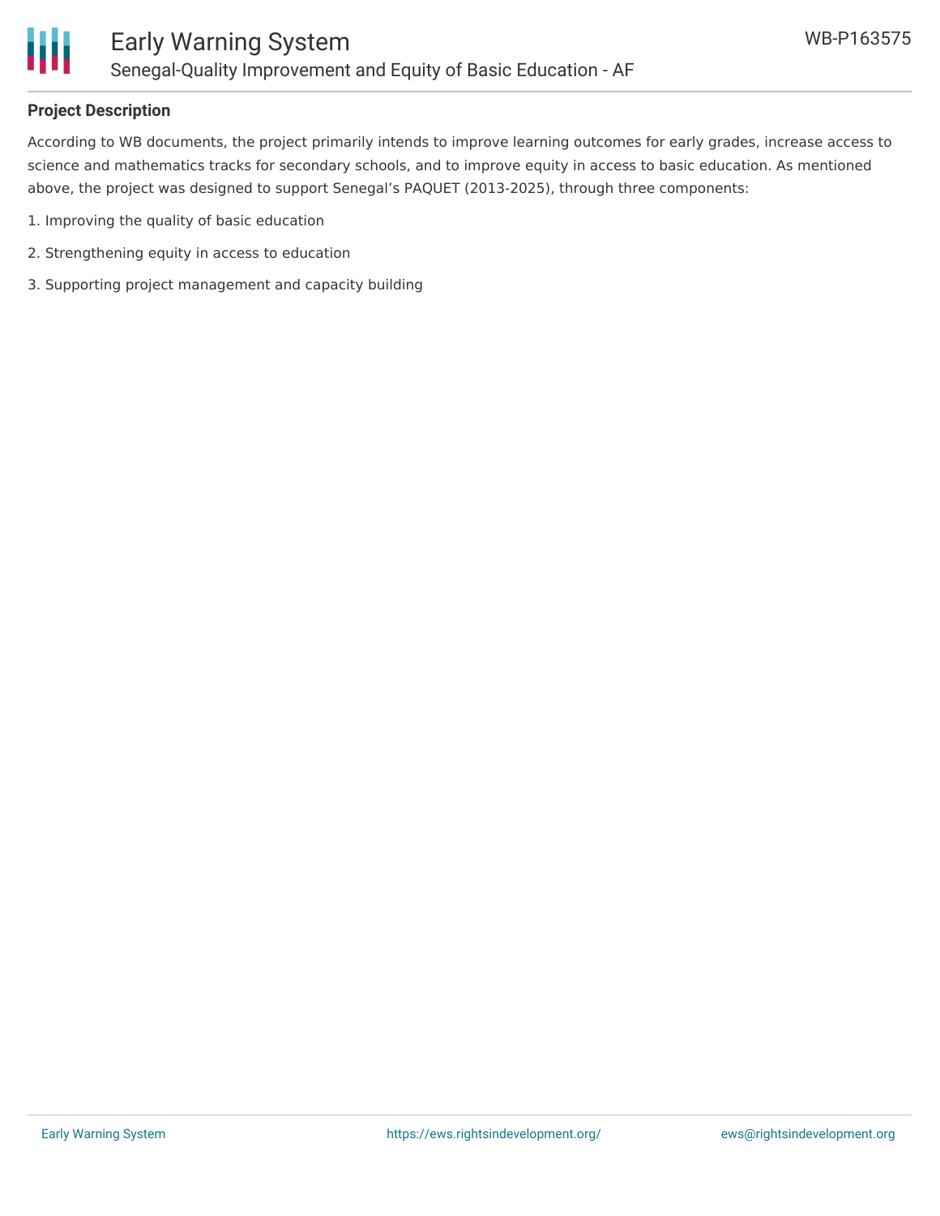## Project Description

According to WB documents, the project primarily intends to improve learning outcomes for early grades, increase access to science and mathematics tracks for secondary schools, and to improve equity in access to basic education. As mentioned above, the project was designed to support Senegal's PAQUET (2013-2025), through three components:

1. Improving the quality of basic education
2. Strengthening equity in access to education
3. Supporting project management and capacity building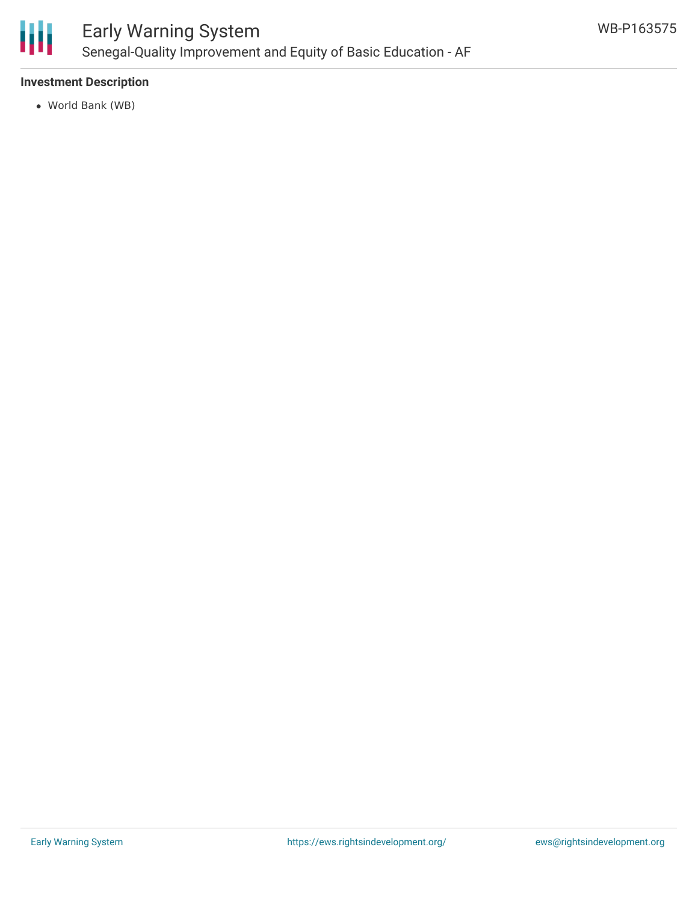**Investment Description**

- World Bank (WB)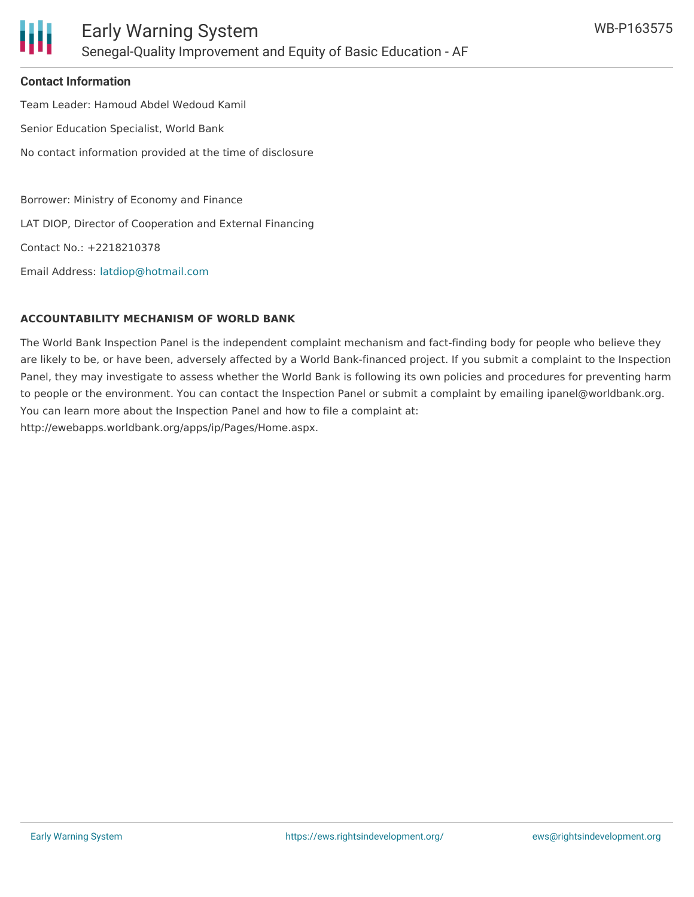### Contact Information

Team Leader: Hamoud Abdel Wedoud Kamil

Senior Education Specialist, World Bank

No contact information provided at the time of disclosure

Borrower: Ministry of Economy and Finance

LAT DIOP, Director of Cooperation and External Financing

Contact No.: +2218210378

Email Address: latdiop@hotmail.com

### ACCOUNTABILITY MECHANISM OF WORLD BANK

The World Bank Inspection Panel is the independent complaint mechanism and fact-finding body for people who believe they are likely to be, or have been, adversely affected by a World Bank-financed project. If you submit a complaint to the Inspection Panel, they may investigate to assess whether the World Bank is following its own policies and procedures for preventing harm to people or the environment. You can contact the Inspection Panel or submit a complaint by emailing ipanel@worldbank.org. You can learn more about the Inspection Panel and how to file a complaint at: http://ewebapps.worldbank.org/apps/ip/Pages/Home.aspx.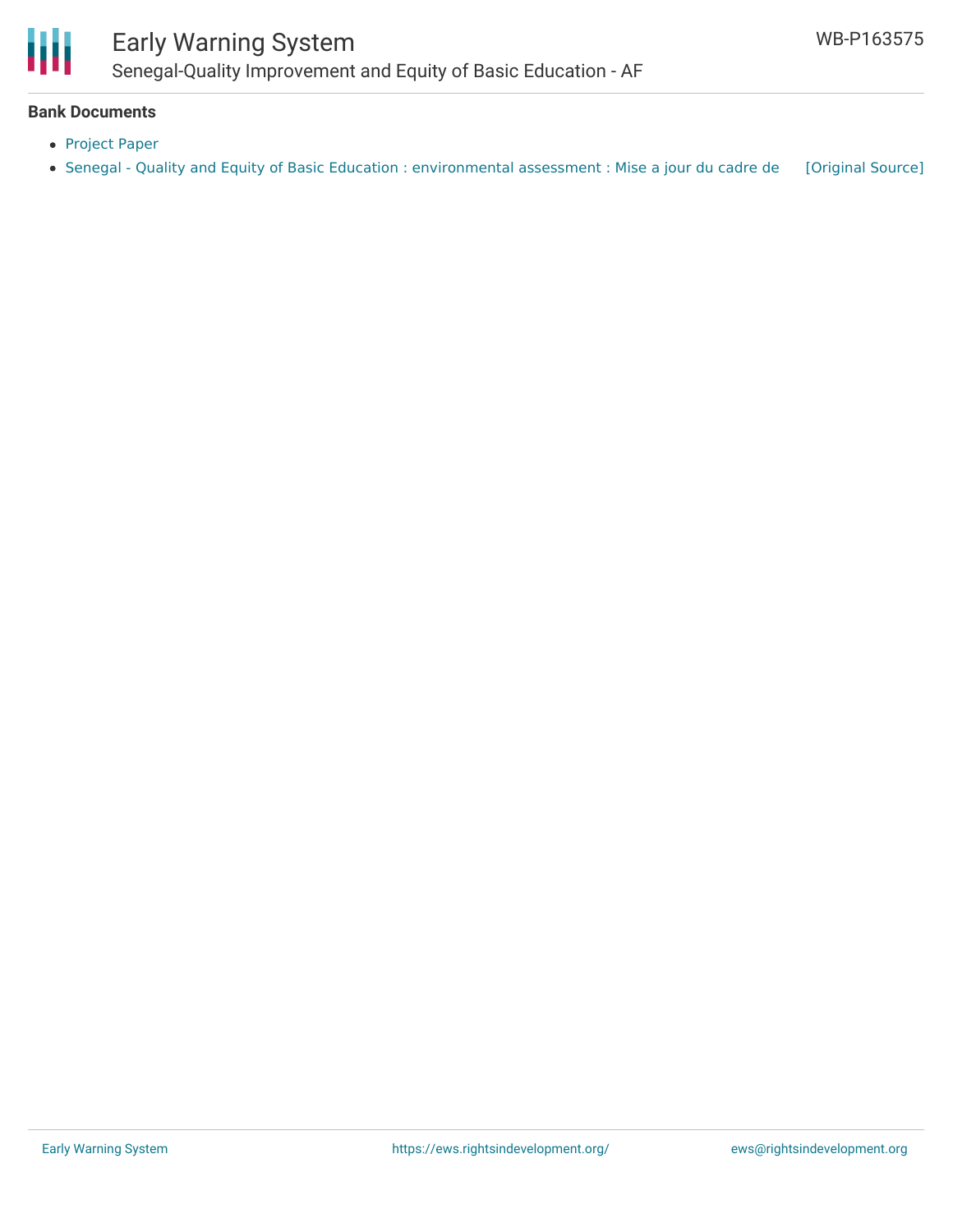**Bank Documents**

- Project Paper
- Senegal - Quality and Equity of Basic Education : environmental assessment : Mise a jour du cadre de [Original Source]